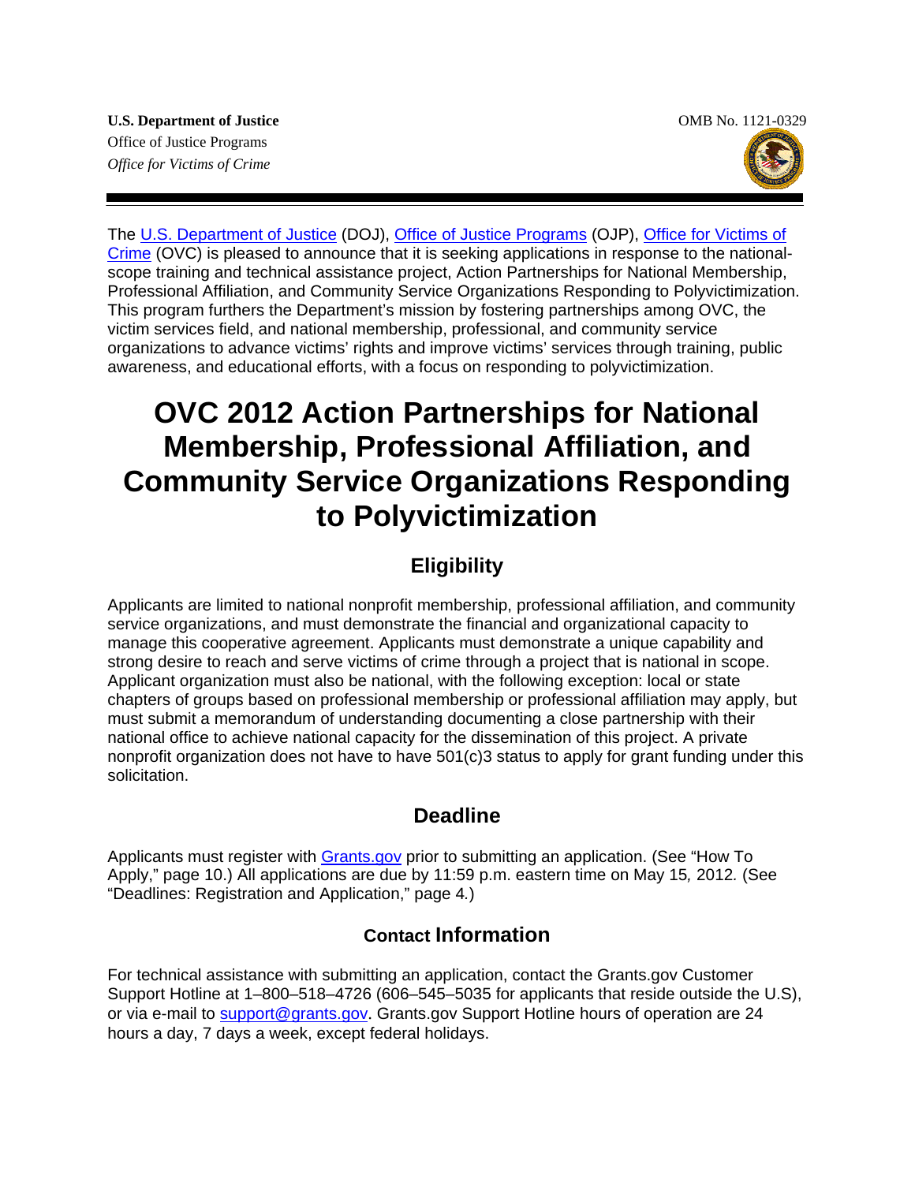**U.S. Department of Justice**
Office of Justice Programs
*Office for Victims of Crime*

OMB No. 1121-0329

The U.S. Department of Justice (DOJ), Office of Justice Programs (OJP), Office for Victims of Crime (OVC) is pleased to announce that it is seeking applications in response to the national-scope training and technical assistance project, Action Partnerships for National Membership, Professional Affiliation, and Community Service Organizations Responding to Polyvictimization. This program furthers the Department's mission by fostering partnerships among OVC, the victim services field, and national membership, professional, and community service organizations to advance victims' rights and improve victims' services through training, public awareness, and educational efforts, with a focus on responding to polyvictimization.

# OVC 2012 Action Partnerships for National Membership, Professional Affiliation, and Community Service Organizations Responding to Polyvictimization

## Eligibility

Applicants are limited to national nonprofit membership, professional affiliation, and community service organizations, and must demonstrate the financial and organizational capacity to manage this cooperative agreement. Applicants must demonstrate a unique capability and strong desire to reach and serve victims of crime through a project that is national in scope. Applicant organization must also be national, with the following exception: local or state chapters of groups based on professional membership or professional affiliation may apply, but must submit a memorandum of understanding documenting a close partnership with their national office to achieve national capacity for the dissemination of this project. A private nonprofit organization does not have to have 501(c)3 status to apply for grant funding under this solicitation.

## Deadline

Applicants must register with Grants.gov prior to submitting an application. (See "How To Apply," page 10.) All applications are due by 11:59 p.m. eastern time on May 15*,* 2012*.* (See "Deadlines: Registration and Application," page 4*.*)

## Contact Information

For technical assistance with submitting an application, contact the Grants.gov Customer Support Hotline at 1–800–518–4726 (606–545–5035 for applicants that reside outside the U.S), or via e-mail to support@grants.gov. Grants.gov Support Hotline hours of operation are 24 hours a day, 7 days a week, except federal holidays.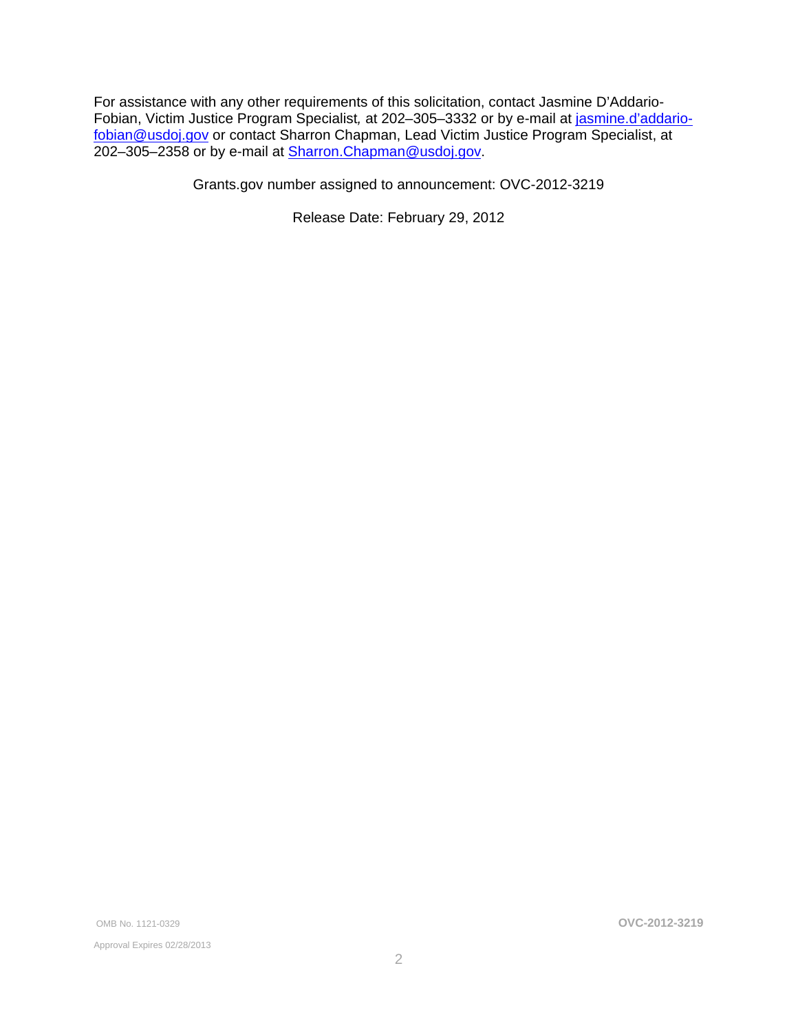For assistance with any other requirements of this solicitation, contact Jasmine D'Addario-Fobian, Victim Justice Program Specialist, at 202–305–3332 or by e-mail at jasmine.d'addario-fobian@usdoj.gov or contact Sharron Chapman, Lead Victim Justice Program Specialist, at 202–305–2358 or by e-mail at Sharron.Chapman@usdoj.gov.

Grants.gov number assigned to announcement: OVC-2012-3219

Release Date: February 29, 2012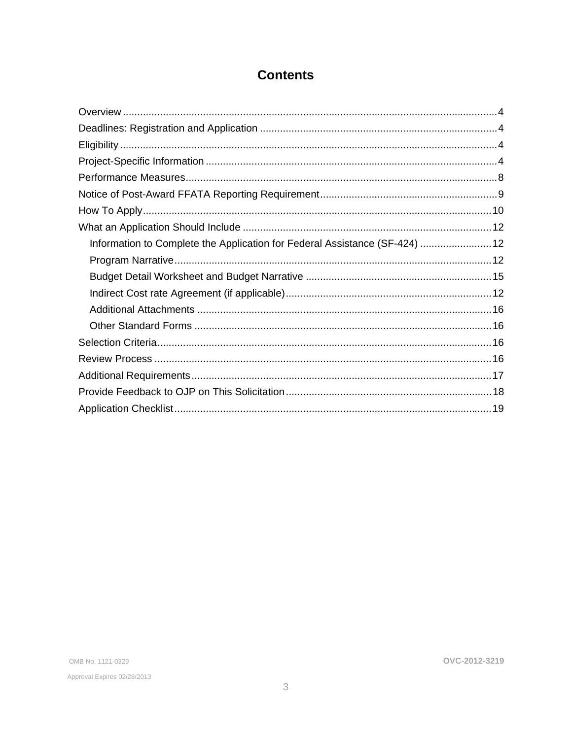# Contents

- Overview ... 4
- Deadlines: Registration and Application ... 4
- Eligibility ... 4
- Project-Specific Information ... 4
- Performance Measures ... 8
- Notice of Post-Award FFATA Reporting Requirement ... 9
- How To Apply ... 10
- What an Application Should Include ... 12
  - Information to Complete the Application for Federal Assistance (SF-424) ... 12
  - Program Narrative ... 12
  - Budget Detail Worksheet and Budget Narrative ... 15
  - Indirect Cost rate Agreement (if applicable) ... 12
  - Additional Attachments ... 16
  - Other Standard Forms ... 16
- Selection Criteria ... 16
- Review Process ... 16
- Additional Requirements ... 17
- Provide Feedback to OJP on This Solicitation ... 18
- Application Checklist ... 19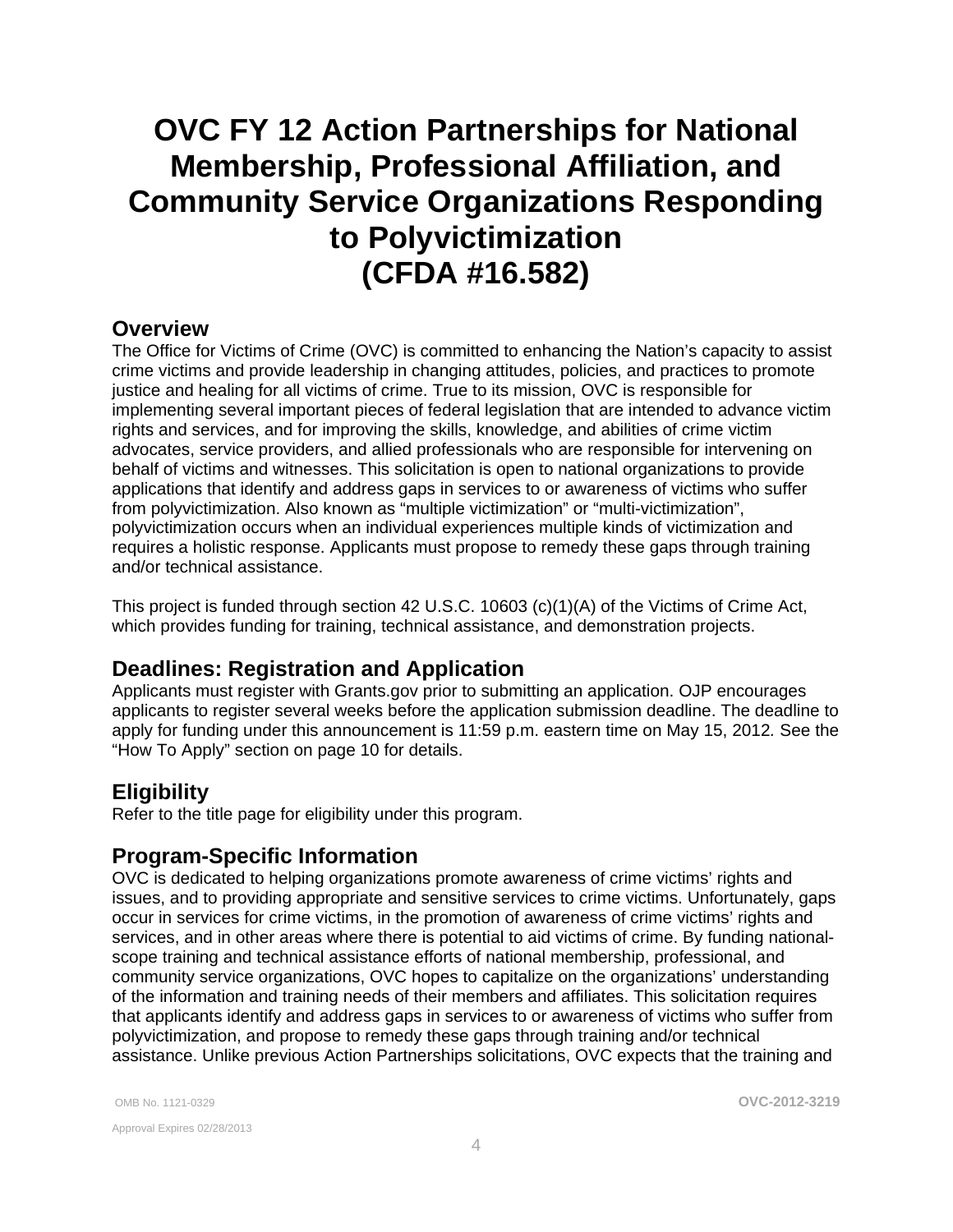# OVC FY 12 Action Partnerships for National Membership, Professional Affiliation, and Community Service Organizations Responding to Polyvictimization (CFDA #16.582)

## Overview

The Office for Victims of Crime (OVC) is committed to enhancing the Nation's capacity to assist crime victims and provide leadership in changing attitudes, policies, and practices to promote justice and healing for all victims of crime. True to its mission, OVC is responsible for implementing several important pieces of federal legislation that are intended to advance victim rights and services, and for improving the skills, knowledge, and abilities of crime victim advocates, service providers, and allied professionals who are responsible for intervening on behalf of victims and witnesses. This solicitation is open to national organizations to provide applications that identify and address gaps in services to or awareness of victims who suffer from polyvictimization. Also known as "multiple victimization" or "multi-victimization", polyvictimization occurs when an individual experiences multiple kinds of victimization and requires a holistic response. Applicants must propose to remedy these gaps through training and/or technical assistance.

This project is funded through section 42 U.S.C. 10603 (c)(1)(A) of the Victims of Crime Act, which provides funding for training, technical assistance, and demonstration projects.

## Deadlines: Registration and Application

Applicants must register with Grants.gov prior to submitting an application. OJP encourages applicants to register several weeks before the application submission deadline. The deadline to apply for funding under this announcement is 11:59 p.m. eastern time on May 15, 2012. See the "How To Apply" section on page 10 for details.

## Eligibility

Refer to the title page for eligibility under this program.

## Program-Specific Information

OVC is dedicated to helping organizations promote awareness of crime victims' rights and issues, and to providing appropriate and sensitive services to crime victims. Unfortunately, gaps occur in services for crime victims, in the promotion of awareness of crime victims' rights and services, and in other areas where there is potential to aid victims of crime. By funding national-scope training and technical assistance efforts of national membership, professional, and community service organizations, OVC hopes to capitalize on the organizations' understanding of the information and training needs of their members and affiliates. This solicitation requires that applicants identify and address gaps in services to or awareness of victims who suffer from polyvictimization, and propose to remedy these gaps through training and/or technical assistance. Unlike previous Action Partnerships solicitations, OVC expects that the training and

OMB No. 1121-0329

Approval Expires 02/28/2013

OVC-2012-3219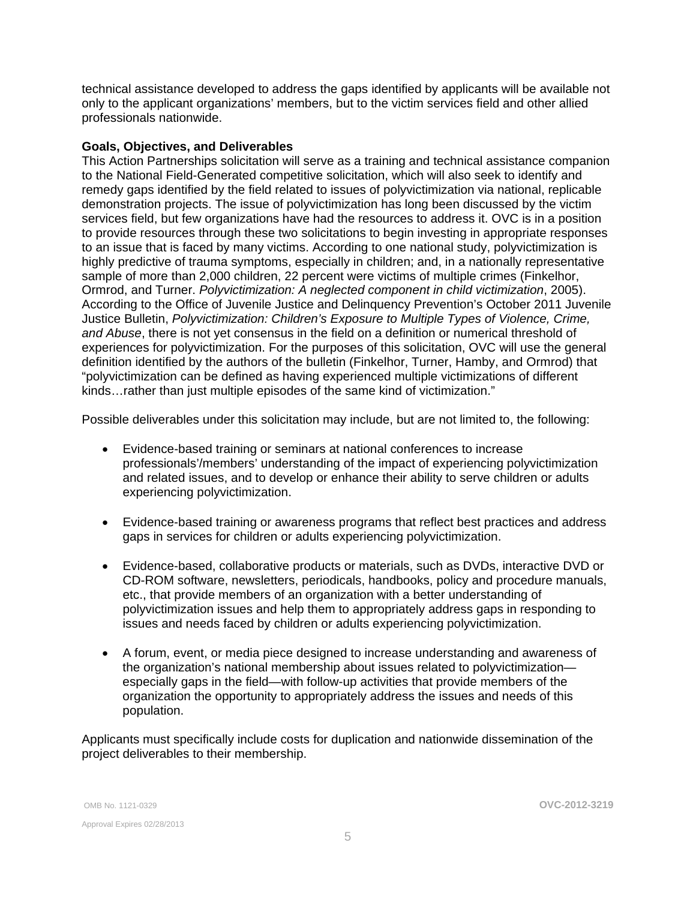technical assistance developed to address the gaps identified by applicants will be available not only to the applicant organizations' members, but to the victim services field and other allied professionals nationwide.

**Goals, Objectives, and Deliverables**

This Action Partnerships solicitation will serve as a training and technical assistance companion to the National Field-Generated competitive solicitation, which will also seek to identify and remedy gaps identified by the field related to issues of polyvictimization via national, replicable demonstration projects. The issue of polyvictimization has long been discussed by the victim services field, but few organizations have had the resources to address it. OVC is in a position to provide resources through these two solicitations to begin investing in appropriate responses to an issue that is faced by many victims. According to one national study, polyvictimization is highly predictive of trauma symptoms, especially in children; and, in a nationally representative sample of more than 2,000 children, 22 percent were victims of multiple crimes (Finkelhor, Ormrod, and Turner. *Polyvictimization: A neglected component in child victimization*, 2005). According to the Office of Juvenile Justice and Delinquency Prevention's October 2011 Juvenile Justice Bulletin, *Polyvictimization: Children's Exposure to Multiple Types of Violence, Crime, and Abuse*, there is not yet consensus in the field on a definition or numerical threshold of experiences for polyvictimization. For the purposes of this solicitation, OVC will use the general definition identified by the authors of the bulletin (Finkelhor, Turner, Hamby, and Ormrod) that "polyvictimization can be defined as having experienced multiple victimizations of different kinds…rather than just multiple episodes of the same kind of victimization."

Possible deliverables under this solicitation may include, but are not limited to, the following:

- Evidence-based training or seminars at national conferences to increase professionals'/members' understanding of the impact of experiencing polyvictimization and related issues, and to develop or enhance their ability to serve children or adults experiencing polyvictimization.
- Evidence-based training or awareness programs that reflect best practices and address gaps in services for children or adults experiencing polyvictimization.
- Evidence-based, collaborative products or materials, such as DVDs, interactive DVD or CD-ROM software, newsletters, periodicals, handbooks, policy and procedure manuals, etc., that provide members of an organization with a better understanding of polyvictimization issues and help them to appropriately address gaps in responding to issues and needs faced by children or adults experiencing polyvictimization.
- A forum, event, or media piece designed to increase understanding and awareness of the organization's national membership about issues related to polyvictimization—especially gaps in the field—with follow-up activities that provide members of the organization the opportunity to appropriately address the issues and needs of this population.

Applicants must specifically include costs for duplication and nationwide dissemination of the project deliverables to their membership.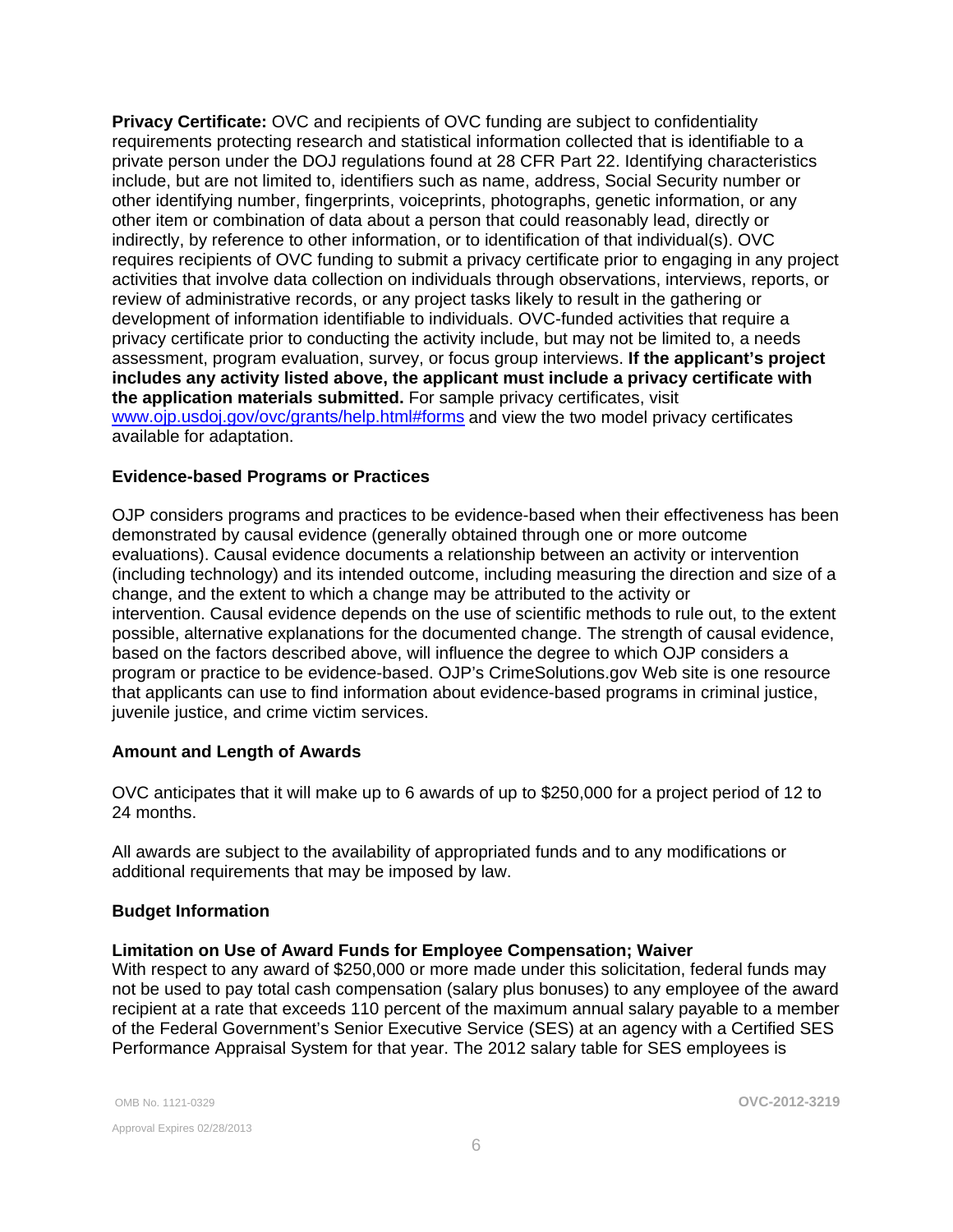**Privacy Certificate:** OVC and recipients of OVC funding are subject to confidentiality requirements protecting research and statistical information collected that is identifiable to a private person under the DOJ regulations found at 28 CFR Part 22. Identifying characteristics include, but are not limited to, identifiers such as name, address, Social Security number or other identifying number, fingerprints, voiceprints, photographs, genetic information, or any other item or combination of data about a person that could reasonably lead, directly or indirectly, by reference to other information, or to identification of that individual(s). OVC requires recipients of OVC funding to submit a privacy certificate prior to engaging in any project activities that involve data collection on individuals through observations, interviews, reports, or review of administrative records, or any project tasks likely to result in the gathering or development of information identifiable to individuals. OVC-funded activities that require a privacy certificate prior to conducting the activity include, but may not be limited to, a needs assessment, program evaluation, survey, or focus group interviews. **If the applicant's project includes any activity listed above, the applicant must include a privacy certificate with the application materials submitted.** For sample privacy certificates, visit [www.ojp.usdoj.gov/ovc/grants/help.html#forms](www.ojp.usdoj.gov/ovc/grants/help.html#forms) and view the two model privacy certificates available for adaptation.

### Evidence-based Programs or Practices

OJP considers programs and practices to be evidence-based when their effectiveness has been demonstrated by causal evidence (generally obtained through one or more outcome evaluations). Causal evidence documents a relationship between an activity or intervention (including technology) and its intended outcome, including measuring the direction and size of a change, and the extent to which a change may be attributed to the activity or intervention. Causal evidence depends on the use of scientific methods to rule out, to the extent possible, alternative explanations for the documented change. The strength of causal evidence, based on the factors described above, will influence the degree to which OJP considers a program or practice to be evidence-based. OJP's CrimeSolutions.gov Web site is one resource that applicants can use to find information about evidence-based programs in criminal justice, juvenile justice, and crime victim services.

### Amount and Length of Awards

OVC anticipates that it will make up to 6 awards of up to $250,000 for a project period of 12 to 24 months.

All awards are subject to the availability of appropriated funds and to any modifications or additional requirements that may be imposed by law.

### Budget Information

#### Limitation on Use of Award Funds for Employee Compensation; Waiver

With respect to any award of $250,000 or more made under this solicitation, federal funds may not be used to pay total cash compensation (salary plus bonuses) to any employee of the award recipient at a rate that exceeds 110 percent of the maximum annual salary payable to a member of the Federal Government's Senior Executive Service (SES) at an agency with a Certified SES Performance Appraisal System for that year. The 2012 salary table for SES employees is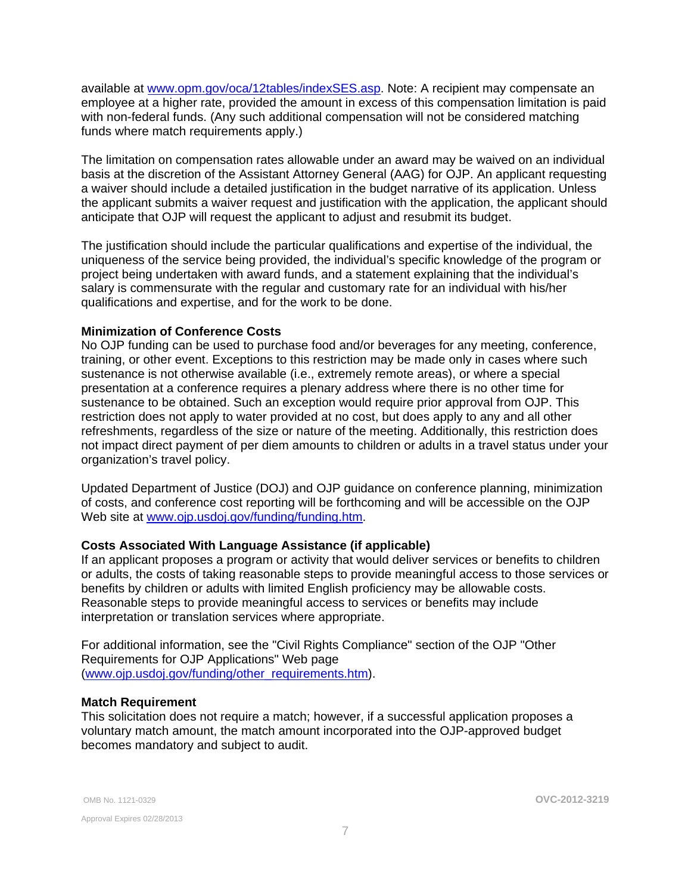available at [www.opm.gov/oca/12tables/indexSES.asp](www.opm.gov/oca/12tables/indexSES.asp). Note: A recipient may compensate an employee at a higher rate, provided the amount in excess of this compensation limitation is paid with non-federal funds. (Any such additional compensation will not be considered matching funds where match requirements apply.)

The limitation on compensation rates allowable under an award may be waived on an individual basis at the discretion of the Assistant Attorney General (AAG) for OJP. An applicant requesting a waiver should include a detailed justification in the budget narrative of its application. Unless the applicant submits a waiver request and justification with the application, the applicant should anticipate that OJP will request the applicant to adjust and resubmit its budget.

The justification should include the particular qualifications and expertise of the individual, the uniqueness of the service being provided, the individual's specific knowledge of the program or project being undertaken with award funds, and a statement explaining that the individual's salary is commensurate with the regular and customary rate for an individual with his/her qualifications and expertise, and for the work to be done.

**Minimization of Conference Costs**

No OJP funding can be used to purchase food and/or beverages for any meeting, conference, training, or other event. Exceptions to this restriction may be made only in cases where such sustenance is not otherwise available (i.e., extremely remote areas), or where a special presentation at a conference requires a plenary address where there is no other time for sustenance to be obtained. Such an exception would require prior approval from OJP. This restriction does not apply to water provided at no cost, but does apply to any and all other refreshments, regardless of the size or nature of the meeting. Additionally, this restriction does not impact direct payment of per diem amounts to children or adults in a travel status under your organization's travel policy.

Updated Department of Justice (DOJ) and OJP guidance on conference planning, minimization of costs, and conference cost reporting will be forthcoming and will be accessible on the OJP Web site at [www.ojp.usdoj.gov/funding/funding.htm](www.ojp.usdoj.gov/funding/funding.htm).

**Costs Associated With Language Assistance (if applicable)**

If an applicant proposes a program or activity that would deliver services or benefits to children or adults, the costs of taking reasonable steps to provide meaningful access to those services or benefits by children or adults with limited English proficiency may be allowable costs. Reasonable steps to provide meaningful access to services or benefits may include interpretation or translation services where appropriate.

For additional information, see the "Civil Rights Compliance" section of the OJP "Other Requirements for OJP Applications" Web page ([www.ojp.usdoj.gov/funding/other_requirements.htm](www.ojp.usdoj.gov/funding/other_requirements.htm)).

**Match Requirement**

This solicitation does not require a match; however, if a successful application proposes a voluntary match amount, the match amount incorporated into the OJP-approved budget becomes mandatory and subject to audit.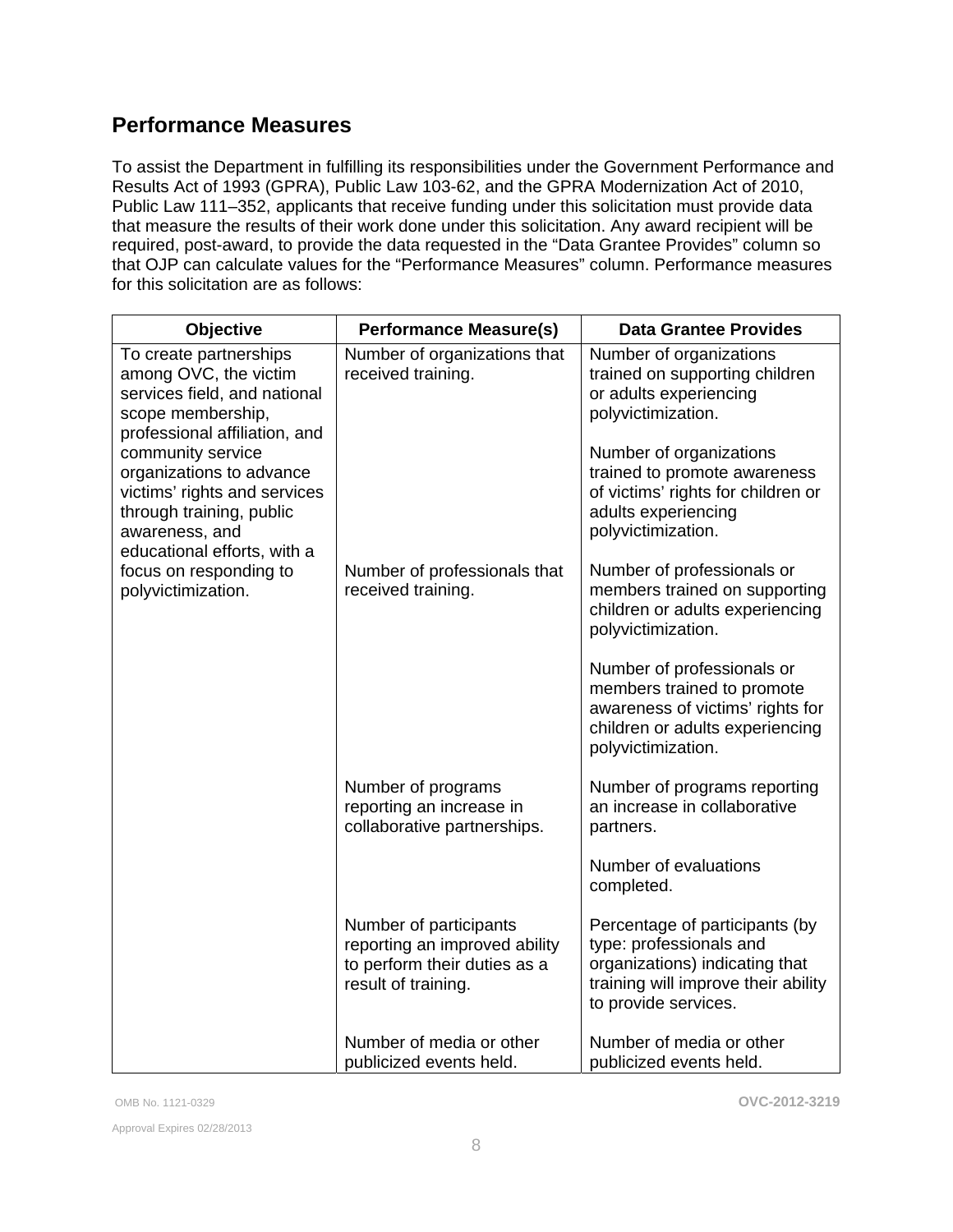## Performance Measures

To assist the Department in fulfilling its responsibilities under the Government Performance and Results Act of 1993 (GPRA), Public Law 103-62, and the GPRA Modernization Act of 2010, Public Law 111–352, applicants that receive funding under this solicitation must provide data that measure the results of their work done under this solicitation. Any award recipient will be required, post-award, to provide the data requested in the "Data Grantee Provides" column so that OJP can calculate values for the "Performance Measures" column. Performance measures for this solicitation are as follows:

| Objective | Performance Measure(s) | Data Grantee Provides |
| --- | --- | --- |
| To create partnerships among OVC, the victim services field, and national scope membership, professional affiliation, and community service organizations to advance victims' rights and services through training, public awareness, and educational efforts, with a focus on responding to polyvictimization. | Number of organizations that received training. | Number of organizations trained on supporting children or adults experiencing polyvictimization.<br><br>Number of organizations trained to promote awareness of victims' rights for children or adults experiencing polyvictimization. |
| | Number of professionals that received training. | Number of professionals or members trained on supporting children or adults experiencing polyvictimization.<br><br>Number of professionals or members trained to promote awareness of victims' rights for children or adults experiencing polyvictimization. |
| | Number of programs reporting an increase in collaborative partnerships. | Number of programs reporting an increase in collaborative partners.<br><br>Number of evaluations completed. |
| | Number of participants reporting an improved ability to perform their duties as a result of training. | Percentage of participants (by type: professionals and organizations) indicating that training will improve their ability to provide services. |
| | Number of media or other publicized events held. | Number of media or other publicized events held. |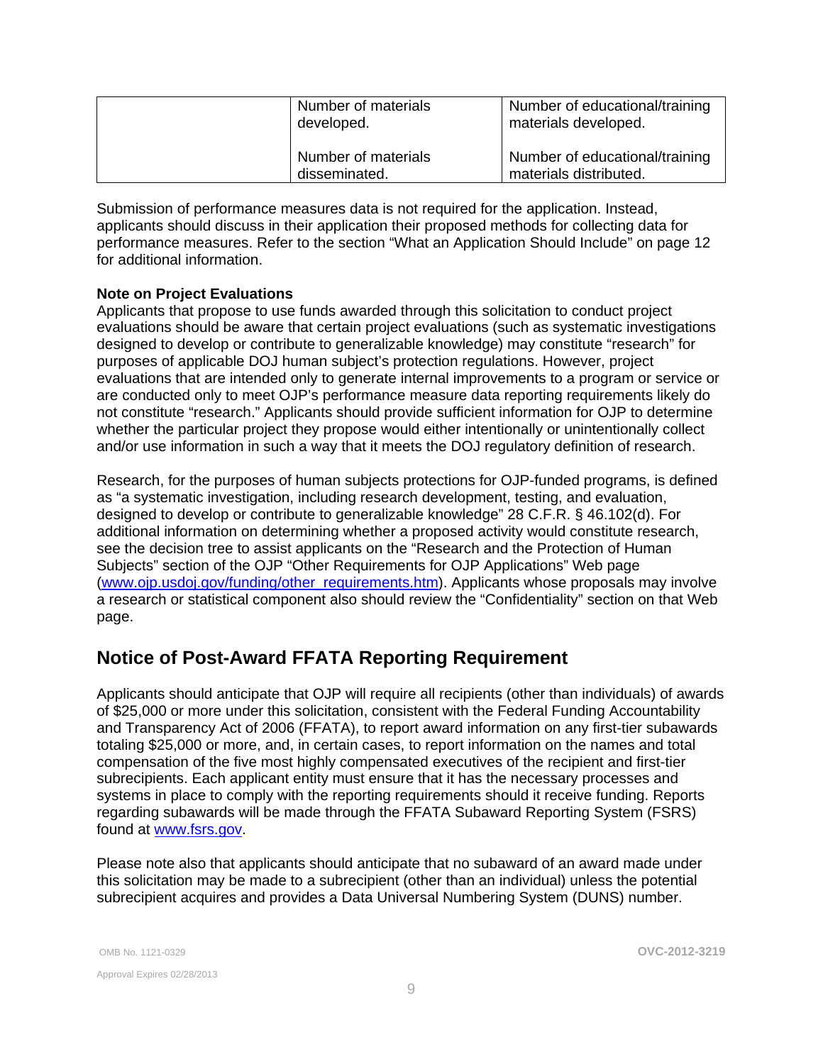| | | |
|---|---|---|
| | Number of materials developed.<br><br>Number of materials disseminated. | Number of educational/training materials developed.<br><br>Number of educational/training materials distributed. |

Submission of performance measures data is not required for the application. Instead, applicants should discuss in their application their proposed methods for collecting data for performance measures. Refer to the section "What an Application Should Include" on page 12 for additional information.

**Note on Project Evaluations**

Applicants that propose to use funds awarded through this solicitation to conduct project evaluations should be aware that certain project evaluations (such as systematic investigations designed to develop or contribute to generalizable knowledge) may constitute "research" for purposes of applicable DOJ human subject's protection regulations. However, project evaluations that are intended only to generate internal improvements to a program or service or are conducted only to meet OJP's performance measure data reporting requirements likely do not constitute "research." Applicants should provide sufficient information for OJP to determine whether the particular project they propose would either intentionally or unintentionally collect and/or use information in such a way that it meets the DOJ regulatory definition of research.

Research, for the purposes of human subjects protections for OJP-funded programs, is defined as "a systematic investigation, including research development, testing, and evaluation, designed to develop or contribute to generalizable knowledge" 28 C.F.R. § 46.102(d). For additional information on determining whether a proposed activity would constitute research, see the decision tree to assist applicants on the "Research and the Protection of Human Subjects" section of the OJP "Other Requirements for OJP Applications" Web page (www.ojp.usdoj.gov/funding/other_requirements.htm). Applicants whose proposals may involve a research or statistical component also should review the "Confidentiality" section on that Web page.

## Notice of Post-Award FFATA Reporting Requirement

Applicants should anticipate that OJP will require all recipients (other than individuals) of awards of $25,000 or more under this solicitation, consistent with the Federal Funding Accountability and Transparency Act of 2006 (FFATA), to report award information on any first-tier subawards totaling $25,000 or more, and, in certain cases, to report information on the names and total compensation of the five most highly compensated executives of the recipient and first-tier subrecipients. Each applicant entity must ensure that it has the necessary processes and systems in place to comply with the reporting requirements should it receive funding. Reports regarding subawards will be made through the FFATA Subaward Reporting System (FSRS) found at www.fsrs.gov.

Please note also that applicants should anticipate that no subaward of an award made under this solicitation may be made to a subrecipient (other than an individual) unless the potential subrecipient acquires and provides a Data Universal Numbering System (DUNS) number.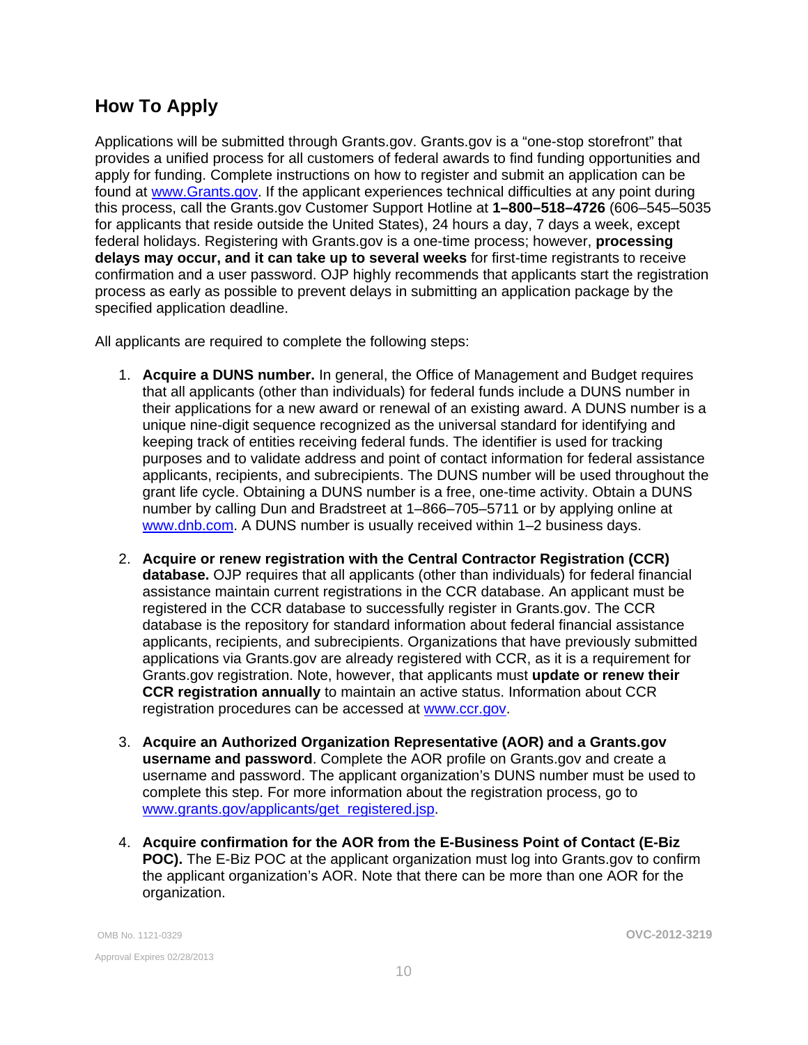## How To Apply

Applications will be submitted through Grants.gov. Grants.gov is a "one-stop storefront" that provides a unified process for all customers of federal awards to find funding opportunities and apply for funding. Complete instructions on how to register and submit an application can be found at [www.Grants.gov](http://www.Grants.gov). If the applicant experiences technical difficulties at any point during this process, call the Grants.gov Customer Support Hotline at **1–800–518–4726** (606–545–5035 for applicants that reside outside the United States), 24 hours a day, 7 days a week, except federal holidays. Registering with Grants.gov is a one-time process; however, **processing delays may occur, and it can take up to several weeks** for first-time registrants to receive confirmation and a user password. OJP highly recommends that applicants start the registration process as early as possible to prevent delays in submitting an application package by the specified application deadline.

All applicants are required to complete the following steps:

1. **Acquire a DUNS number.** In general, the Office of Management and Budget requires that all applicants (other than individuals) for federal funds include a DUNS number in their applications for a new award or renewal of an existing award. A DUNS number is a unique nine-digit sequence recognized as the universal standard for identifying and keeping track of entities receiving federal funds. The identifier is used for tracking purposes and to validate address and point of contact information for federal assistance applicants, recipients, and subrecipients. The DUNS number will be used throughout the grant life cycle. Obtaining a DUNS number is a free, one-time activity. Obtain a DUNS number by calling Dun and Bradstreet at 1–866–705–5711 or by applying online at [www.dnb.com](http://www.dnb.com). A DUNS number is usually received within 1–2 business days.

2. **Acquire or renew registration with the Central Contractor Registration (CCR) database.** OJP requires that all applicants (other than individuals) for federal financial assistance maintain current registrations in the CCR database. An applicant must be registered in the CCR database to successfully register in Grants.gov. The CCR database is the repository for standard information about federal financial assistance applicants, recipients, and subrecipients. Organizations that have previously submitted applications via Grants.gov are already registered with CCR, as it is a requirement for Grants.gov registration. Note, however, that applicants must **update or renew their CCR registration annually** to maintain an active status. Information about CCR registration procedures can be accessed at [www.ccr.gov](http://www.ccr.gov).

3. **Acquire an Authorized Organization Representative (AOR) and a Grants.gov username and password**. Complete the AOR profile on Grants.gov and create a username and password. The applicant organization's DUNS number must be used to complete this step. For more information about the registration process, go to [www.grants.gov/applicants/get_registered.jsp](http://www.grants.gov/applicants/get_registered.jsp).

4. **Acquire confirmation for the AOR from the E-Business Point of Contact (E-Biz POC).** The E-Biz POC at the applicant organization must log into Grants.gov to confirm the applicant organization's AOR. Note that there can be more than one AOR for the organization.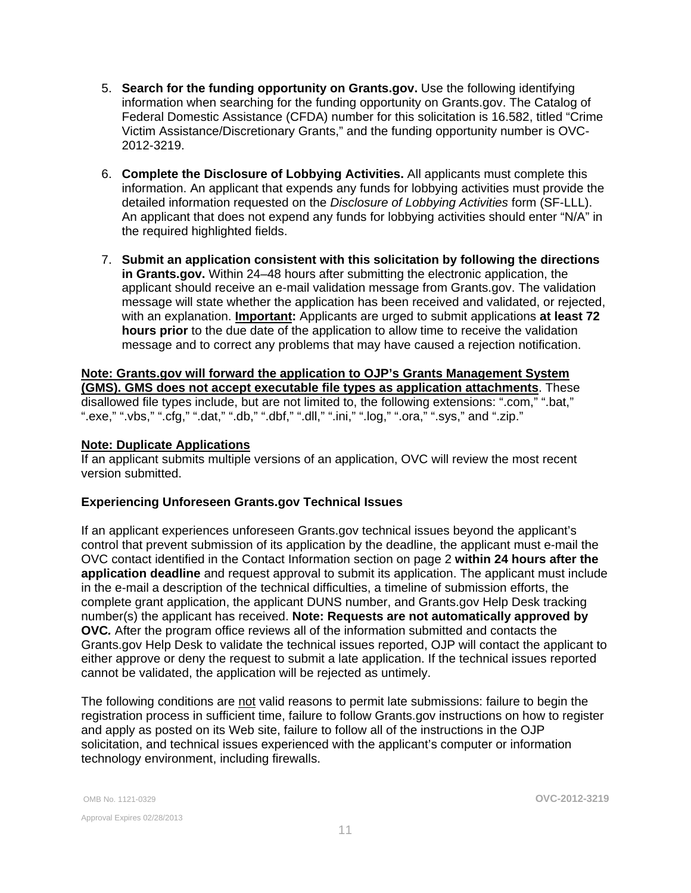5. **Search for the funding opportunity on Grants.gov.** Use the following identifying information when searching for the funding opportunity on Grants.gov. The Catalog of Federal Domestic Assistance (CFDA) number for this solicitation is 16.582, titled "Crime Victim Assistance/Discretionary Grants," and the funding opportunity number is OVC-2012-3219.

6. **Complete the Disclosure of Lobbying Activities.** All applicants must complete this information. An applicant that expends any funds for lobbying activities must provide the detailed information requested on the *Disclosure of Lobbying Activities* form (SF-LLL). An applicant that does not expend any funds for lobbying activities should enter "N/A" in the required highlighted fields.

7. **Submit an application consistent with this solicitation by following the directions in Grants.gov.** Within 24–48 hours after submitting the electronic application, the applicant should receive an e-mail validation message from Grants.gov. The validation message will state whether the application has been received and validated, or rejected, with an explanation. **Important:** Applicants are urged to submit applications **at least 72 hours prior** to the due date of the application to allow time to receive the validation message and to correct any problems that may have caused a rejection notification.

**Note: Grants.gov will forward the application to OJP's Grants Management System (GMS). GMS does not accept executable file types as application attachments**. These disallowed file types include, but are not limited to, the following extensions: ".com," ".bat," ".exe," ".vbs," ".cfg," ".dat," ".db," ".dbf," ".dll," ".ini," ".log," ".ora," ".sys," and ".zip."

**Note: Duplicate Applications**
If an applicant submits multiple versions of an application, OVC will review the most recent version submitted.

**Experiencing Unforeseen Grants.gov Technical Issues**

If an applicant experiences unforeseen Grants.gov technical issues beyond the applicant's control that prevent submission of its application by the deadline, the applicant must e-mail the OVC contact identified in the Contact Information section on page 2 **within 24 hours after the application deadline** and request approval to submit its application. The applicant must include in the e-mail a description of the technical difficulties, a timeline of submission efforts, the complete grant application, the applicant DUNS number, and Grants.gov Help Desk tracking number(s) the applicant has received. **Note: Requests are not automatically approved by OVC.** After the program office reviews all of the information submitted and contacts the Grants.gov Help Desk to validate the technical issues reported, OJP will contact the applicant to either approve or deny the request to submit a late application. If the technical issues reported cannot be validated, the application will be rejected as untimely.

The following conditions are not valid reasons to permit late submissions: failure to begin the registration process in sufficient time, failure to follow Grants.gov instructions on how to register and apply as posted on its Web site, failure to follow all of the instructions in the OJP solicitation, and technical issues experienced with the applicant's computer or information technology environment, including firewalls.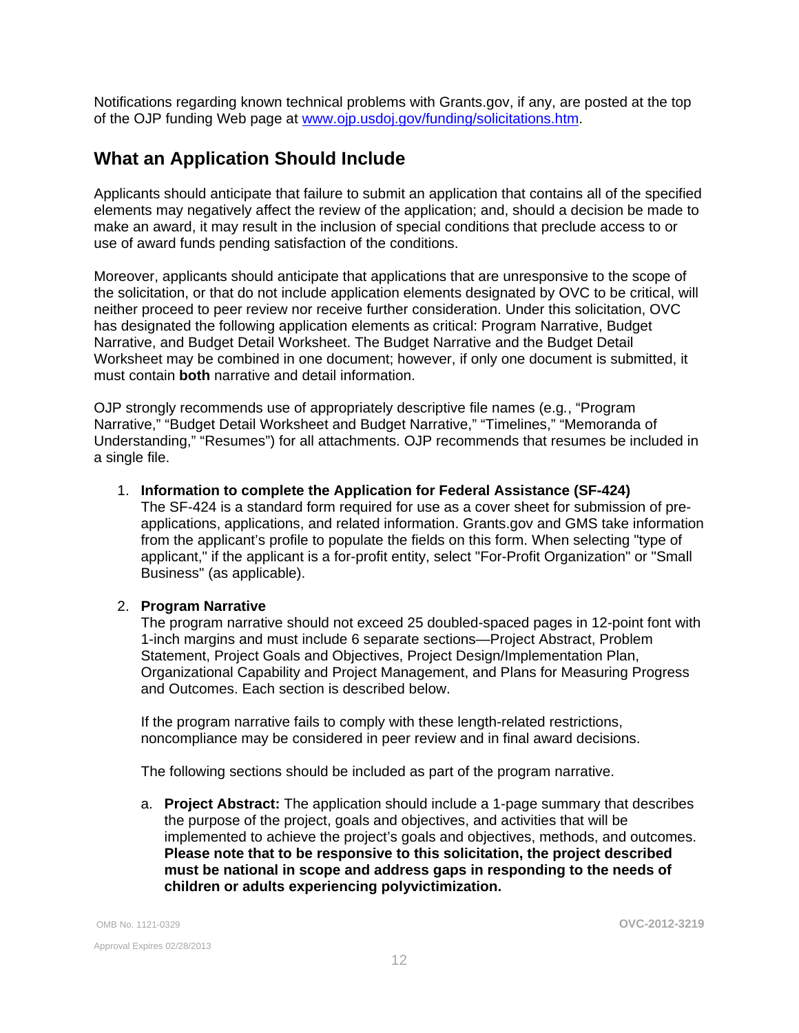Notifications regarding known technical problems with Grants.gov, if any, are posted at the top of the OJP funding Web page at [www.ojp.usdoj.gov/funding/solicitations.htm](www.ojp.usdoj.gov/funding/solicitations.htm).

## What an Application Should Include

Applicants should anticipate that failure to submit an application that contains all of the specified elements may negatively affect the review of the application; and, should a decision be made to make an award, it may result in the inclusion of special conditions that preclude access to or use of award funds pending satisfaction of the conditions.

Moreover, applicants should anticipate that applications that are unresponsive to the scope of the solicitation, or that do not include application elements designated by OVC to be critical, will neither proceed to peer review nor receive further consideration. Under this solicitation, OVC has designated the following application elements as critical: Program Narrative, Budget Narrative, and Budget Detail Worksheet. The Budget Narrative and the Budget Detail Worksheet may be combined in one document; however, if only one document is submitted, it must contain **both** narrative and detail information.

OJP strongly recommends use of appropriately descriptive file names (e.g., "Program Narrative," "Budget Detail Worksheet and Budget Narrative," "Timelines," "Memoranda of Understanding," "Resumes") for all attachments. OJP recommends that resumes be included in a single file.

1. **Information to complete the Application for Federal Assistance (SF-424)**
   The SF-424 is a standard form required for use as a cover sheet for submission of pre-applications, applications, and related information. Grants.gov and GMS take information from the applicant's profile to populate the fields on this form. When selecting "type of applicant," if the applicant is a for-profit entity, select "For-Profit Organization" or "Small Business" (as applicable).

2. **Program Narrative**
   The program narrative should not exceed 25 doubled-spaced pages in 12-point font with 1-inch margins and must include 6 separate sections—Project Abstract, Problem Statement, Project Goals and Objectives, Project Design/Implementation Plan, Organizational Capability and Project Management, and Plans for Measuring Progress and Outcomes. Each section is described below.

   If the program narrative fails to comply with these length-related restrictions, noncompliance may be considered in peer review and in final award decisions.

   The following sections should be included as part of the program narrative.

   a. **Project Abstract:** The application should include a 1-page summary that describes the purpose of the project, goals and objectives, and activities that will be implemented to achieve the project's goals and objectives, methods, and outcomes. **Please note that to be responsive to this solicitation, the project described must be national in scope and address gaps in responding to the needs of children or adults experiencing polyvictimization.**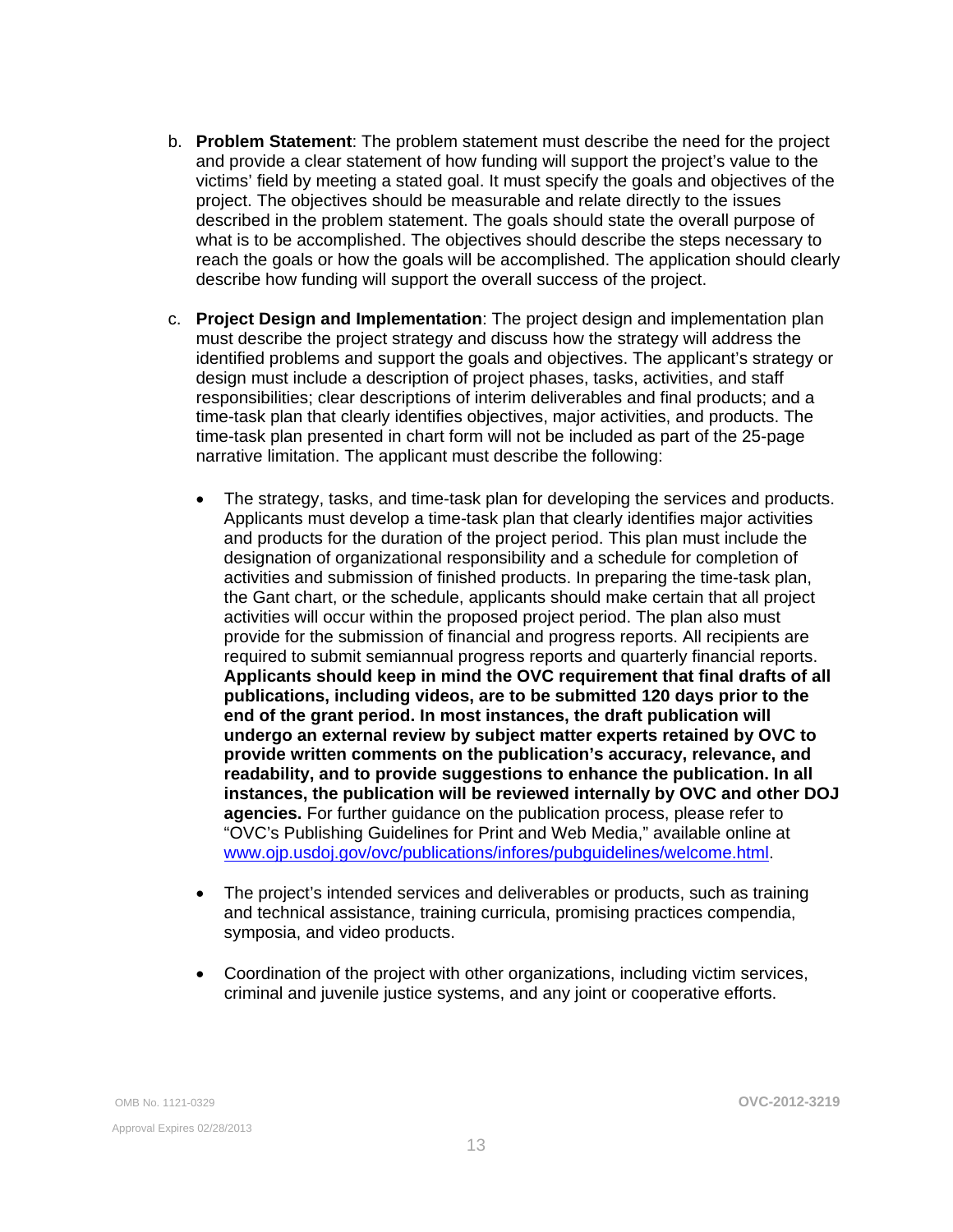b. **Problem Statement**: The problem statement must describe the need for the project and provide a clear statement of how funding will support the project's value to the victims' field by meeting a stated goal. It must specify the goals and objectives of the project. The objectives should be measurable and relate directly to the issues described in the problem statement. The goals should state the overall purpose of what is to be accomplished. The objectives should describe the steps necessary to reach the goals or how the goals will be accomplished. The application should clearly describe how funding will support the overall success of the project.

c. **Project Design and Implementation**: The project design and implementation plan must describe the project strategy and discuss how the strategy will address the identified problems and support the goals and objectives. The applicant's strategy or design must include a description of project phases, tasks, activities, and staff responsibilities; clear descriptions of interim deliverables and final products; and a time-task plan that clearly identifies objectives, major activities, and products. The time-task plan presented in chart form will not be included as part of the 25-page narrative limitation. The applicant must describe the following:

   - The strategy, tasks, and time-task plan for developing the services and products. Applicants must develop a time-task plan that clearly identifies major activities and products for the duration of the project period. This plan must include the designation of organizational responsibility and a schedule for completion of activities and submission of finished products. In preparing the time-task plan, the Gant chart, or the schedule, applicants should make certain that all project activities will occur within the proposed project period. The plan also must provide for the submission of financial and progress reports. All recipients are required to submit semiannual progress reports and quarterly financial reports. **Applicants should keep in mind the OVC requirement that final drafts of all publications, including videos, are to be submitted 120 days prior to the end of the grant period. In most instances, the draft publication will undergo an external review by subject matter experts retained by OVC to provide written comments on the publication's accuracy, relevance, and readability, and to provide suggestions to enhance the publication. In all instances, the publication will be reviewed internally by OVC and other DOJ agencies.** For further guidance on the publication process, please refer to "OVC's Publishing Guidelines for Print and Web Media," available online at www.ojp.usdoj.gov/ovc/publications/infores/pubguidelines/welcome.html.

   - The project's intended services and deliverables or products, such as training and technical assistance, training curricula, promising practices compendia, symposia, and video products.

   - Coordination of the project with other organizations, including victim services, criminal and juvenile justice systems, and any joint or cooperative efforts.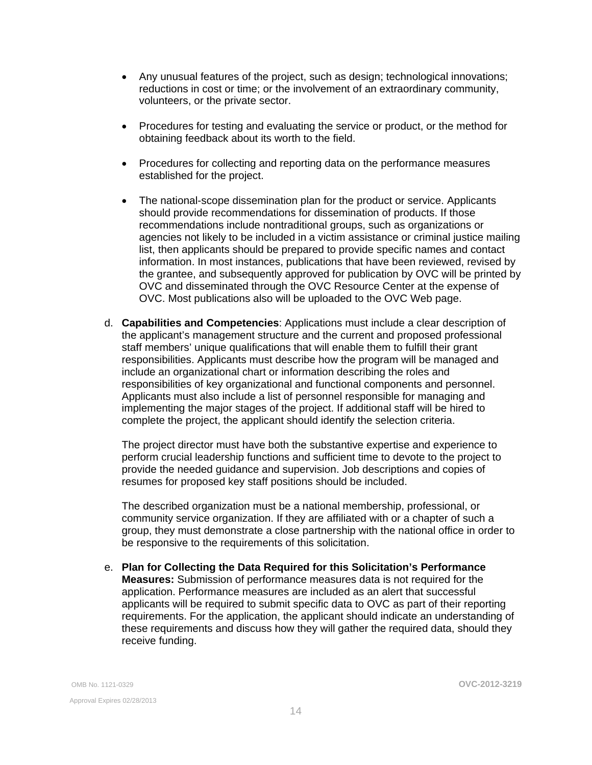- Any unusual features of the project, such as design; technological innovations; reductions in cost or time; or the involvement of an extraordinary community, volunteers, or the private sector.

- Procedures for testing and evaluating the service or product, or the method for obtaining feedback about its worth to the field.

- Procedures for collecting and reporting data on the performance measures established for the project.

- The national-scope dissemination plan for the product or service. Applicants should provide recommendations for dissemination of products. If those recommendations include nontraditional groups, such as organizations or agencies not likely to be included in a victim assistance or criminal justice mailing list, then applicants should be prepared to provide specific names and contact information. In most instances, publications that have been reviewed, revised by the grantee, and subsequently approved for publication by OVC will be printed by OVC and disseminated through the OVC Resource Center at the expense of OVC. Most publications also will be uploaded to the OVC Web page.

d. **Capabilities and Competencies**: Applications must include a clear description of the applicant's management structure and the current and proposed professional staff members' unique qualifications that will enable them to fulfill their grant responsibilities. Applicants must describe how the program will be managed and include an organizational chart or information describing the roles and responsibilities of key organizational and functional components and personnel. Applicants must also include a list of personnel responsible for managing and implementing the major stages of the project. If additional staff will be hired to complete the project, the applicant should identify the selection criteria.

   The project director must have both the substantive expertise and experience to perform crucial leadership functions and sufficient time to devote to the project to provide the needed guidance and supervision. Job descriptions and copies of resumes for proposed key staff positions should be included.

   The described organization must be a national membership, professional, or community service organization. If they are affiliated with or a chapter of such a group, they must demonstrate a close partnership with the national office in order to be responsive to the requirements of this solicitation.

e. **Plan for Collecting the Data Required for this Solicitation's Performance Measures:** Submission of performance measures data is not required for the application. Performance measures are included as an alert that successful applicants will be required to submit specific data to OVC as part of their reporting requirements. For the application, the applicant should indicate an understanding of these requirements and discuss how they will gather the required data, should they receive funding.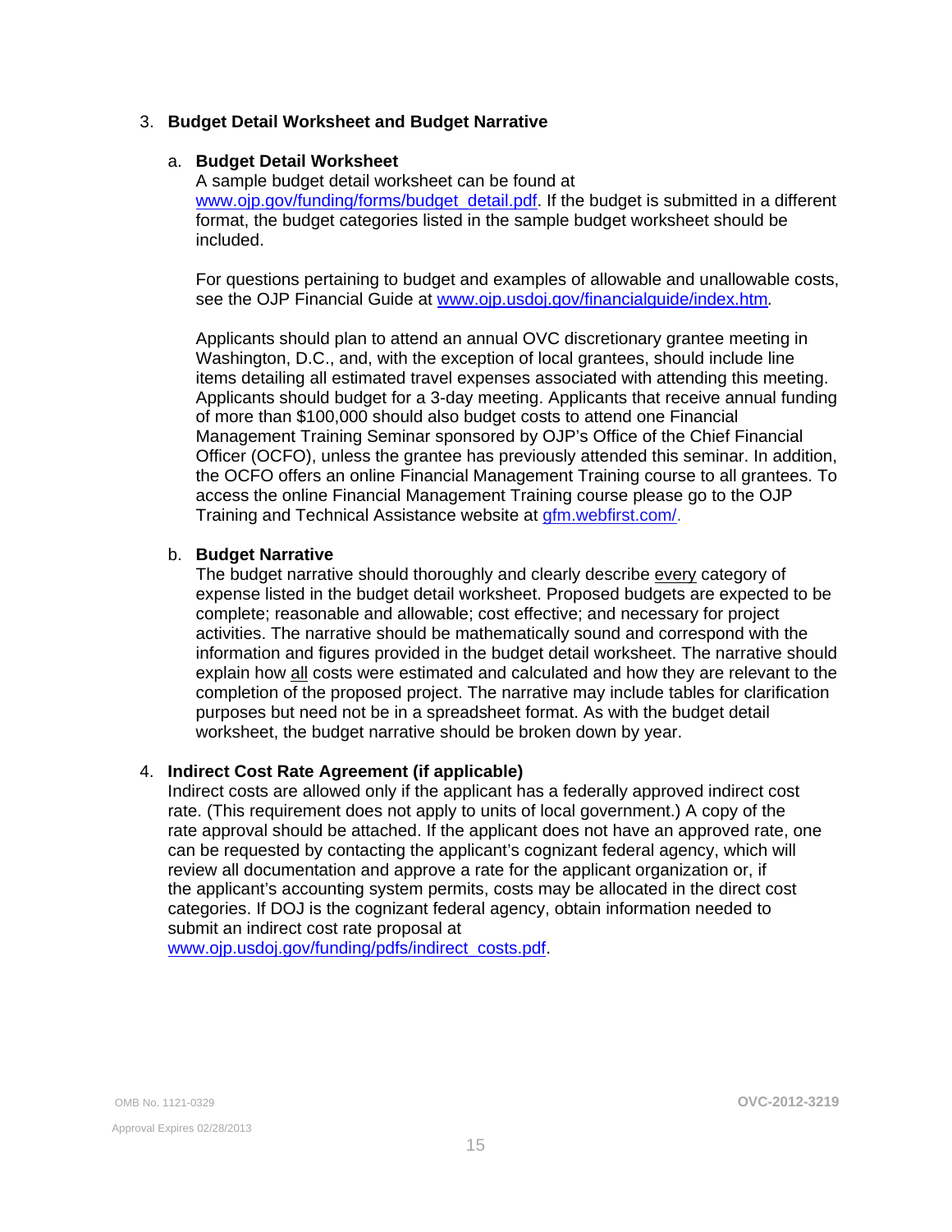3. **Budget Detail Worksheet and Budget Narrative**

   a. **Budget Detail Worksheet**
   A sample budget detail worksheet can be found at [www.ojp.gov/funding/forms/budget_detail.pdf](www.ojp.gov/funding/forms/budget_detail.pdf). If the budget is submitted in a different format, the budget categories listed in the sample budget worksheet should be included.

   For questions pertaining to budget and examples of allowable and unallowable costs, see the OJP Financial Guide at [www.ojp.usdoj.gov/financialguide/index.htm](www.ojp.usdoj.gov/financialguide/index.htm).

   Applicants should plan to attend an annual OVC discretionary grantee meeting in Washington, D.C., and, with the exception of local grantees, should include line items detailing all estimated travel expenses associated with attending this meeting. Applicants should budget for a 3-day meeting. Applicants that receive annual funding of more than $100,000 should also budget costs to attend one Financial Management Training Seminar sponsored by OJP's Office of the Chief Financial Officer (OCFO), unless the grantee has previously attended this seminar. In addition, the OCFO offers an online Financial Management Training course to all grantees. To access the online Financial Management Training course please go to the OJP Training and Technical Assistance website at [gfm.webfirst.com/](gfm.webfirst.com/).

   b. **Budget Narrative**
   The budget narrative should thoroughly and clearly describe every category of expense listed in the budget detail worksheet. Proposed budgets are expected to be complete; reasonable and allowable; cost effective; and necessary for project activities. The narrative should be mathematically sound and correspond with the information and figures provided in the budget detail worksheet. The narrative should explain how all costs were estimated and calculated and how they are relevant to the completion of the proposed project. The narrative may include tables for clarification purposes but need not be in a spreadsheet format. As with the budget detail worksheet, the budget narrative should be broken down by year.

4. **Indirect Cost Rate Agreement (if applicable)**
   Indirect costs are allowed only if the applicant has a federally approved indirect cost rate. (This requirement does not apply to units of local government.) A copy of the rate approval should be attached. If the applicant does not have an approved rate, one can be requested by contacting the applicant's cognizant federal agency, which will review all documentation and approve a rate for the applicant organization or, if the applicant's accounting system permits, costs may be allocated in the direct cost categories. If DOJ is the cognizant federal agency, obtain information needed to submit an indirect cost rate proposal at [www.ojp.usdoj.gov/funding/pdfs/indirect_costs.pdf](www.ojp.usdoj.gov/funding/pdfs/indirect_costs.pdf).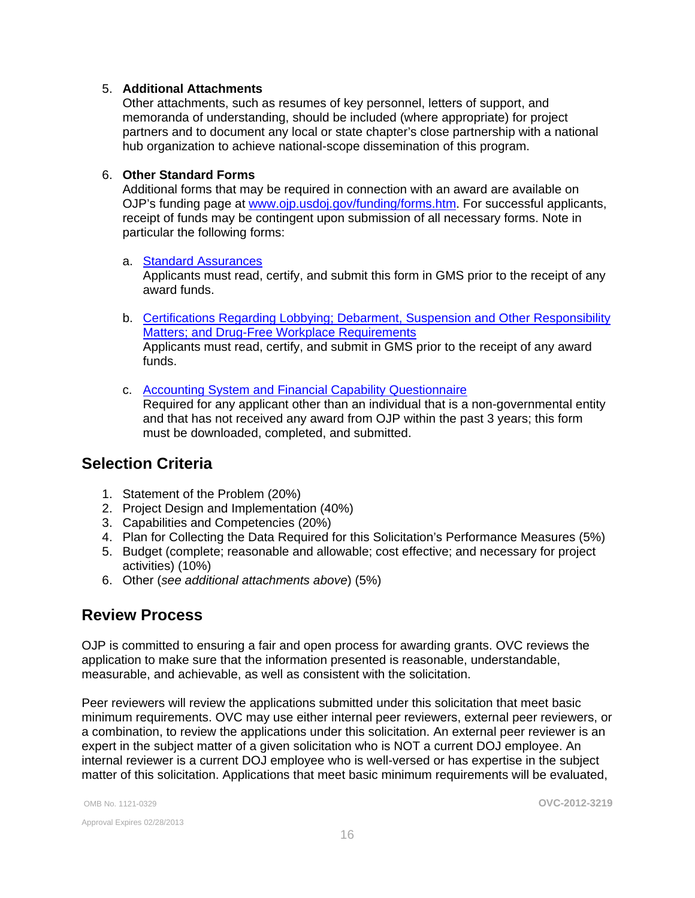5. **Additional Attachments**
   Other attachments, such as resumes of key personnel, letters of support, and memoranda of understanding, should be included (where appropriate) for project partners and to document any local or state chapter's close partnership with a national hub organization to achieve national-scope dissemination of this program.

6. **Other Standard Forms**
   Additional forms that may be required in connection with an award are available on OJP's funding page at [www.ojp.usdoj.gov/funding/forms.htm](www.ojp.usdoj.gov/funding/forms.htm). For successful applicants, receipt of funds may be contingent upon submission of all necessary forms. Note in particular the following forms:

   a. Standard Assurances
      Applicants must read, certify, and submit this form in GMS prior to the receipt of any award funds.

   b. Certifications Regarding Lobbying; Debarment, Suspension and Other Responsibility Matters; and Drug-Free Workplace Requirements
      Applicants must read, certify, and submit in GMS prior to the receipt of any award funds.

   c. Accounting System and Financial Capability Questionnaire
      Required for any applicant other than an individual that is a non-governmental entity and that has not received any award from OJP within the past 3 years; this form must be downloaded, completed, and submitted.

## Selection Criteria

1. Statement of the Problem (20%)
2. Project Design and Implementation (40%)
3. Capabilities and Competencies (20%)
4. Plan for Collecting the Data Required for this Solicitation's Performance Measures (5%)
5. Budget (complete; reasonable and allowable; cost effective; and necessary for project activities) (10%)
6. Other (*see additional attachments above*) (5%)

## Review Process

OJP is committed to ensuring a fair and open process for awarding grants. OVC reviews the application to make sure that the information presented is reasonable, understandable, measurable, and achievable, as well as consistent with the solicitation.

Peer reviewers will review the applications submitted under this solicitation that meet basic minimum requirements. OVC may use either internal peer reviewers, external peer reviewers, or a combination, to review the applications under this solicitation. An external peer reviewer is an expert in the subject matter of a given solicitation who is NOT a current DOJ employee. An internal reviewer is a current DOJ employee who is well-versed or has expertise in the subject matter of this solicitation. Applications that meet basic minimum requirements will be evaluated,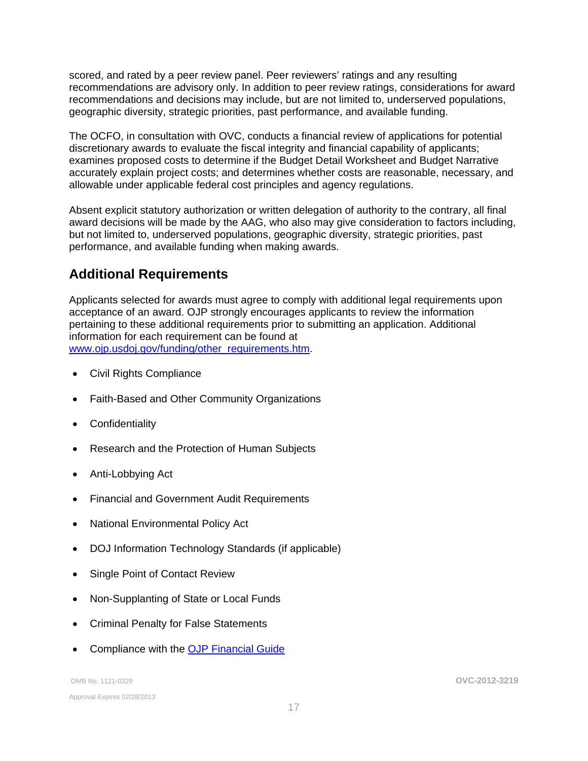scored, and rated by a peer review panel. Peer reviewers' ratings and any resulting recommendations are advisory only. In addition to peer review ratings, considerations for award recommendations and decisions may include, but are not limited to, underserved populations, geographic diversity, strategic priorities, past performance, and available funding.

The OCFO, in consultation with OVC, conducts a financial review of applications for potential discretionary awards to evaluate the fiscal integrity and financial capability of applicants; examines proposed costs to determine if the Budget Detail Worksheet and Budget Narrative accurately explain project costs; and determines whether costs are reasonable, necessary, and allowable under applicable federal cost principles and agency regulations.

Absent explicit statutory authorization or written delegation of authority to the contrary, all final award decisions will be made by the AAG, who also may give consideration to factors including, but not limited to, underserved populations, geographic diversity, strategic priorities, past performance, and available funding when making awards.

## Additional Requirements

Applicants selected for awards must agree to comply with additional legal requirements upon acceptance of an award. OJP strongly encourages applicants to review the information pertaining to these additional requirements prior to submitting an application. Additional information for each requirement can be found at [www.ojp.usdoj.gov/funding/other_requirements.htm](www.ojp.usdoj.gov/funding/other_requirements.htm).

- Civil Rights Compliance
- Faith-Based and Other Community Organizations
- Confidentiality
- Research and the Protection of Human Subjects
- Anti-Lobbying Act
- Financial and Government Audit Requirements
- National Environmental Policy Act
- DOJ Information Technology Standards (if applicable)
- Single Point of Contact Review
- Non-Supplanting of State or Local Funds
- Criminal Penalty for False Statements
- Compliance with the OJP Financial Guide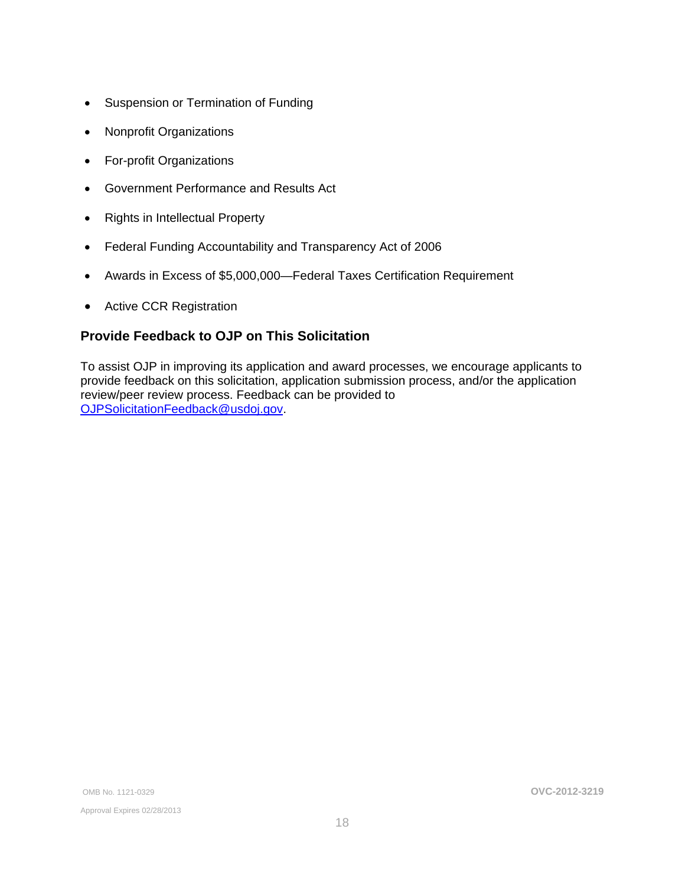- Suspension or Termination of Funding
- Nonprofit Organizations
- For-profit Organizations
- Government Performance and Results Act
- Rights in Intellectual Property
- Federal Funding Accountability and Transparency Act of 2006
- Awards in Excess of $5,000,000—Federal Taxes Certification Requirement
- Active CCR Registration

### Provide Feedback to OJP on This Solicitation

To assist OJP in improving its application and award processes, we encourage applicants to provide feedback on this solicitation, application submission process, and/or the application review/peer review process. Feedback can be provided to OJPSolicitationFeedback@usdoj.gov.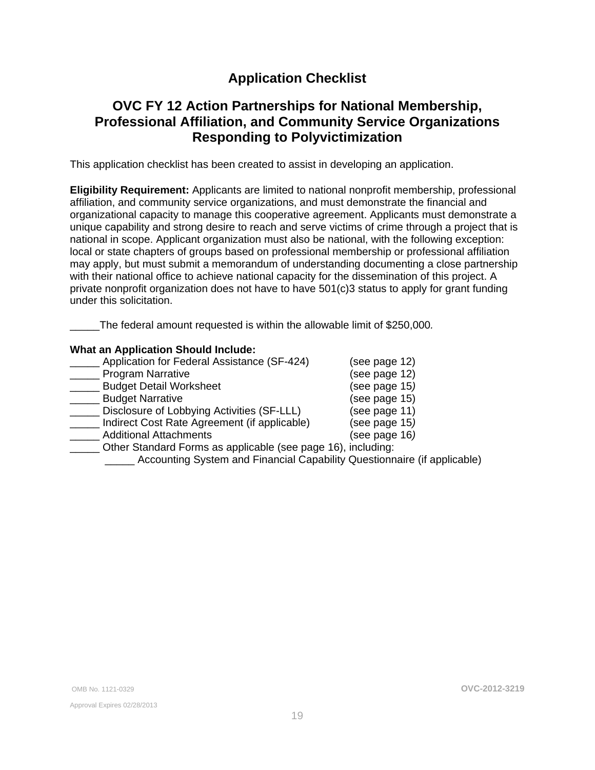# Application Checklist

## OVC FY 12 Action Partnerships for National Membership, Professional Affiliation, and Community Service Organizations Responding to Polyvictimization

This application checklist has been created to assist in developing an application.

**Eligibility Requirement:** Applicants are limited to national nonprofit membership, professional affiliation, and community service organizations, and must demonstrate the financial and organizational capacity to manage this cooperative agreement. Applicants must demonstrate a unique capability and strong desire to reach and serve victims of crime through a project that is national in scope. Applicant organization must also be national, with the following exception: local or state chapters of groups based on professional membership or professional affiliation may apply, but must submit a memorandum of understanding documenting a close partnership with their national office to achieve national capacity for the dissemination of this project. A private nonprofit organization does not have to have 501(c)3 status to apply for grant funding under this solicitation.

_____The federal amount requested is within the allowable limit of $250,000.

**What an Application Should Include:**

_____ Application for Federal Assistance (SF-424) (see page 12)
_____ Program Narrative (see page 12)
_____ Budget Detail Worksheet (see page 15)
_____ Budget Narrative (see page 15)
_____ Disclosure of Lobbying Activities (SF-LLL) (see page 11)
_____ Indirect Cost Rate Agreement (if applicable) (see page 15)
_____ Additional Attachments (see page 16)
_____ Other Standard Forms as applicable (see page 16), including:
    _____ Accounting System and Financial Capability Questionnaire (if applicable)

OMB No. 1121-0329
Approval Expires 02/28/2013

OVC-2012-3219